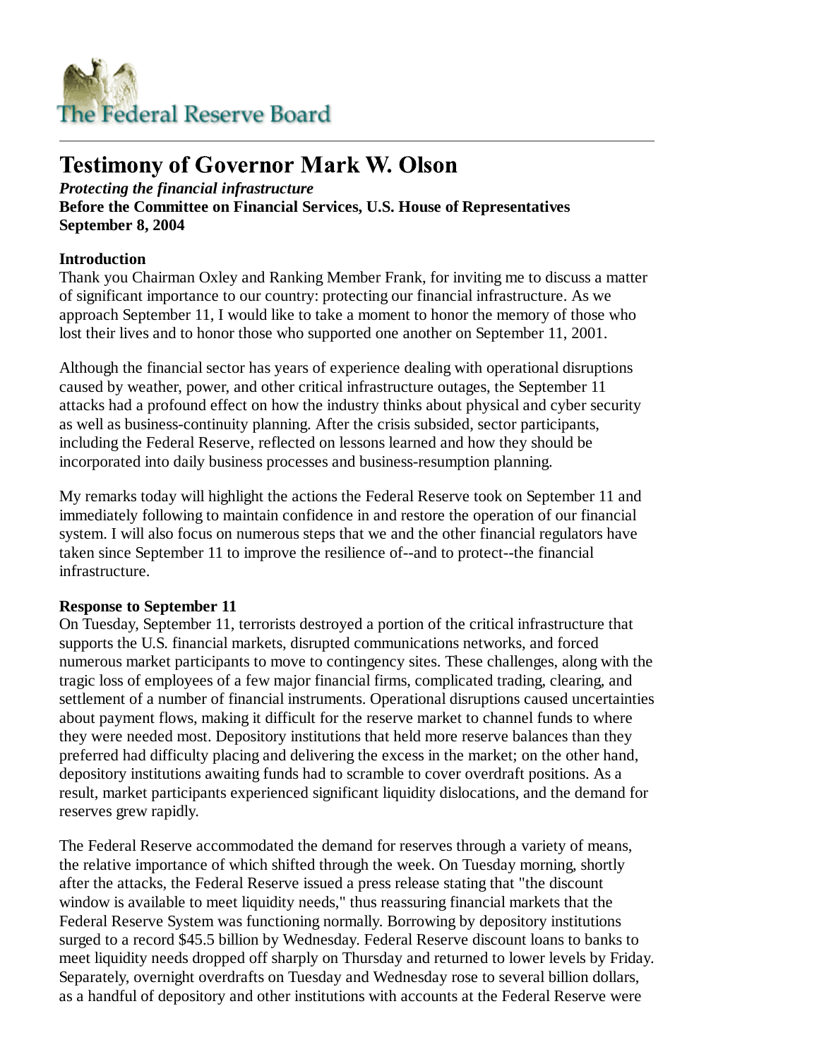The Federal Reserve Board

# Testimony of Governor Mark W. Olson

***Protecting the financial infrastructure***
**Before the Committee on Financial Services, U.S. House of Representatives**
**September 8, 2004**

**Introduction**
Thank you Chairman Oxley and Ranking Member Frank, for inviting me to discuss a matter of significant importance to our country: protecting our financial infrastructure. As we approach September 11, I would like to take a moment to honor the memory of those who lost their lives and to honor those who supported one another on September 11, 2001.

Although the financial sector has years of experience dealing with operational disruptions caused by weather, power, and other critical infrastructure outages, the September 11 attacks had a profound effect on how the industry thinks about physical and cyber security as well as business-continuity planning. After the crisis subsided, sector participants, including the Federal Reserve, reflected on lessons learned and how they should be incorporated into daily business processes and business-resumption planning.

My remarks today will highlight the actions the Federal Reserve took on September 11 and immediately following to maintain confidence in and restore the operation of our financial system. I will also focus on numerous steps that we and the other financial regulators have taken since September 11 to improve the resilience of--and to protect--the financial infrastructure.

**Response to September 11**
On Tuesday, September 11, terrorists destroyed a portion of the critical infrastructure that supports the U.S. financial markets, disrupted communications networks, and forced numerous market participants to move to contingency sites. These challenges, along with the tragic loss of employees of a few major financial firms, complicated trading, clearing, and settlement of a number of financial instruments. Operational disruptions caused uncertainties about payment flows, making it difficult for the reserve market to channel funds to where they were needed most. Depository institutions that held more reserve balances than they preferred had difficulty placing and delivering the excess in the market; on the other hand, depository institutions awaiting funds had to scramble to cover overdraft positions. As a result, market participants experienced significant liquidity dislocations, and the demand for reserves grew rapidly.

The Federal Reserve accommodated the demand for reserves through a variety of means, the relative importance of which shifted through the week. On Tuesday morning, shortly after the attacks, the Federal Reserve issued a press release stating that "the discount window is available to meet liquidity needs," thus reassuring financial markets that the Federal Reserve System was functioning normally. Borrowing by depository institutions surged to a record $45.5 billion by Wednesday. Federal Reserve discount loans to banks to meet liquidity needs dropped off sharply on Thursday and returned to lower levels by Friday. Separately, overnight overdrafts on Tuesday and Wednesday rose to several billion dollars, as a handful of depository and other institutions with accounts at the Federal Reserve were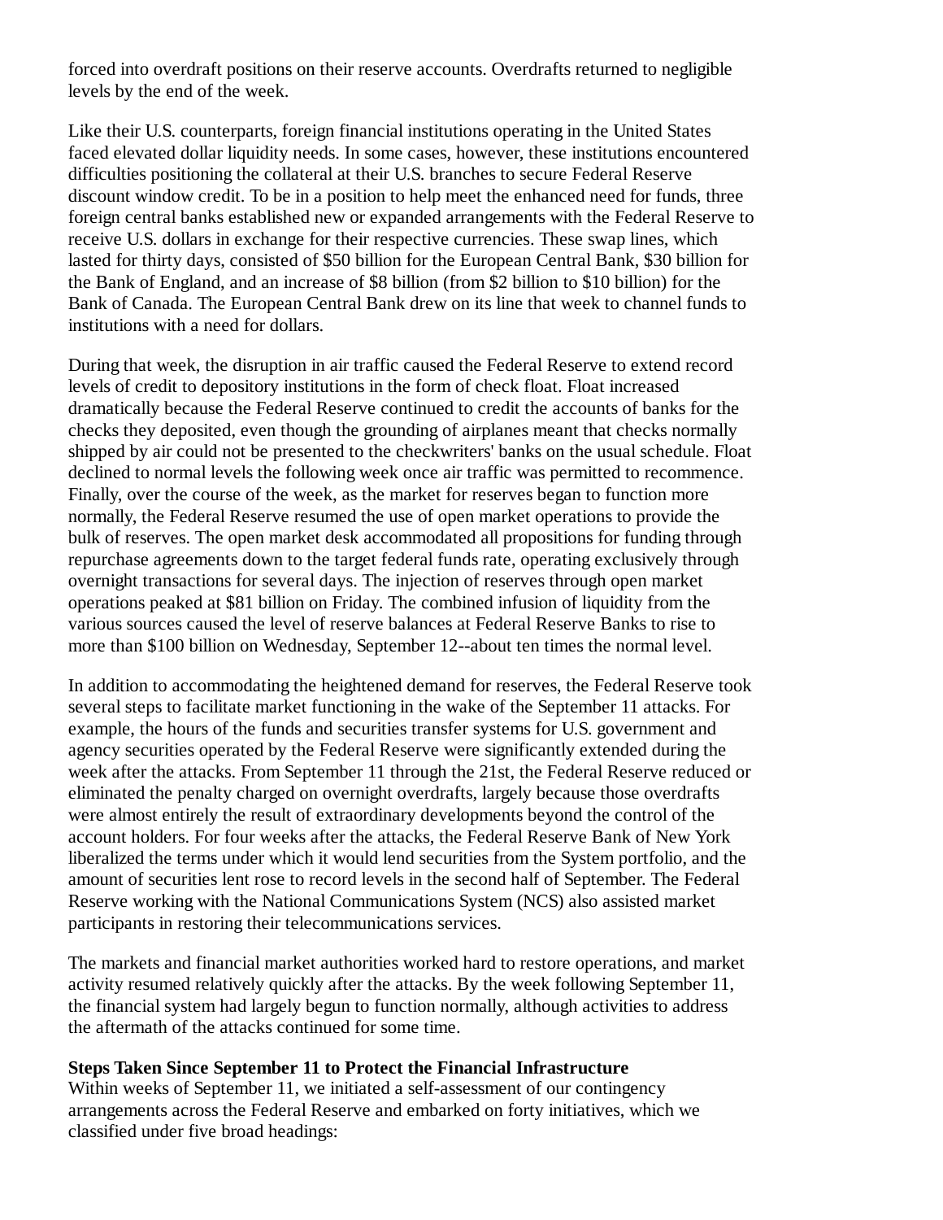forced into overdraft positions on their reserve accounts. Overdrafts returned to negligible levels by the end of the week.

Like their U.S. counterparts, foreign financial institutions operating in the United States faced elevated dollar liquidity needs. In some cases, however, these institutions encountered difficulties positioning the collateral at their U.S. branches to secure Federal Reserve discount window credit. To be in a position to help meet the enhanced need for funds, three foreign central banks established new or expanded arrangements with the Federal Reserve to receive U.S. dollars in exchange for their respective currencies. These swap lines, which lasted for thirty days, consisted of $50 billion for the European Central Bank, $30 billion for the Bank of England, and an increase of $8 billion (from $2 billion to $10 billion) for the Bank of Canada. The European Central Bank drew on its line that week to channel funds to institutions with a need for dollars.

During that week, the disruption in air traffic caused the Federal Reserve to extend record levels of credit to depository institutions in the form of check float. Float increased dramatically because the Federal Reserve continued to credit the accounts of banks for the checks they deposited, even though the grounding of airplanes meant that checks normally shipped by air could not be presented to the checkwriters' banks on the usual schedule. Float declined to normal levels the following week once air traffic was permitted to recommence. Finally, over the course of the week, as the market for reserves began to function more normally, the Federal Reserve resumed the use of open market operations to provide the bulk of reserves. The open market desk accommodated all propositions for funding through repurchase agreements down to the target federal funds rate, operating exclusively through overnight transactions for several days. The injection of reserves through open market operations peaked at $81 billion on Friday. The combined infusion of liquidity from the various sources caused the level of reserve balances at Federal Reserve Banks to rise to more than $100 billion on Wednesday, September 12--about ten times the normal level.

In addition to accommodating the heightened demand for reserves, the Federal Reserve took several steps to facilitate market functioning in the wake of the September 11 attacks. For example, the hours of the funds and securities transfer systems for U.S. government and agency securities operated by the Federal Reserve were significantly extended during the week after the attacks. From September 11 through the 21st, the Federal Reserve reduced or eliminated the penalty charged on overnight overdrafts, largely because those overdrafts were almost entirely the result of extraordinary developments beyond the control of the account holders. For four weeks after the attacks, the Federal Reserve Bank of New York liberalized the terms under which it would lend securities from the System portfolio, and the amount of securities lent rose to record levels in the second half of September. The Federal Reserve working with the National Communications System (NCS) also assisted market participants in restoring their telecommunications services.

The markets and financial market authorities worked hard to restore operations, and market activity resumed relatively quickly after the attacks. By the week following September 11, the financial system had largely begun to function normally, although activities to address the aftermath of the attacks continued for some time.

**Steps Taken Since September 11 to Protect the Financial Infrastructure**

Within weeks of September 11, we initiated a self-assessment of our contingency arrangements across the Federal Reserve and embarked on forty initiatives, which we classified under five broad headings: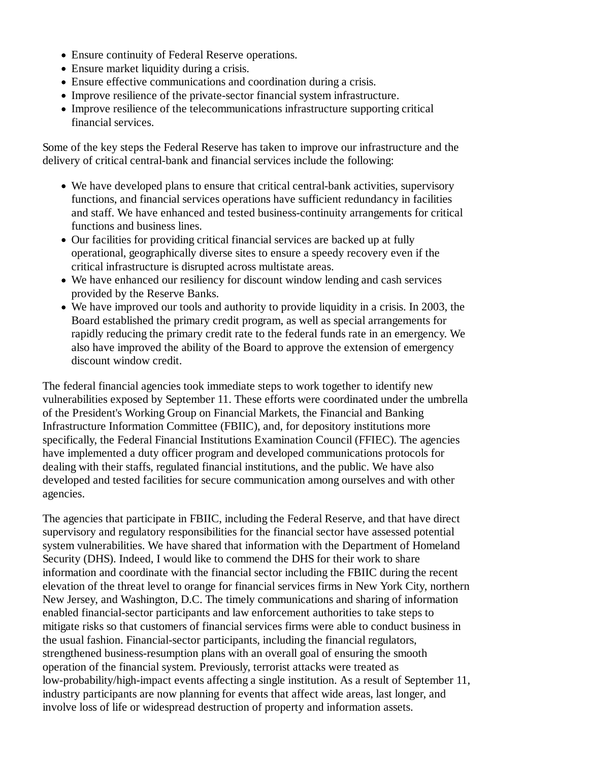- Ensure continuity of Federal Reserve operations.
- Ensure market liquidity during a crisis.
- Ensure effective communications and coordination during a crisis.
- Improve resilience of the private-sector financial system infrastructure.
- Improve resilience of the telecommunications infrastructure supporting critical financial services.

Some of the key steps the Federal Reserve has taken to improve our infrastructure and the delivery of critical central-bank and financial services include the following:

- We have developed plans to ensure that critical central-bank activities, supervisory functions, and financial services operations have sufficient redundancy in facilities and staff. We have enhanced and tested business-continuity arrangements for critical functions and business lines.
- Our facilities for providing critical financial services are backed up at fully operational, geographically diverse sites to ensure a speedy recovery even if the critical infrastructure is disrupted across multistate areas.
- We have enhanced our resiliency for discount window lending and cash services provided by the Reserve Banks.
- We have improved our tools and authority to provide liquidity in a crisis. In 2003, the Board established the primary credit program, as well as special arrangements for rapidly reducing the primary credit rate to the federal funds rate in an emergency. We also have improved the ability of the Board to approve the extension of emergency discount window credit.

The federal financial agencies took immediate steps to work together to identify new vulnerabilities exposed by September 11. These efforts were coordinated under the umbrella of the President's Working Group on Financial Markets, the Financial and Banking Infrastructure Information Committee (FBIIC), and, for depository institutions more specifically, the Federal Financial Institutions Examination Council (FFIEC). The agencies have implemented a duty officer program and developed communications protocols for dealing with their staffs, regulated financial institutions, and the public. We have also developed and tested facilities for secure communication among ourselves and with other agencies.

The agencies that participate in FBIIC, including the Federal Reserve, and that have direct supervisory and regulatory responsibilities for the financial sector have assessed potential system vulnerabilities. We have shared that information with the Department of Homeland Security (DHS). Indeed, I would like to commend the DHS for their work to share information and coordinate with the financial sector including the FBIIC during the recent elevation of the threat level to orange for financial services firms in New York City, northern New Jersey, and Washington, D.C. The timely communications and sharing of information enabled financial-sector participants and law enforcement authorities to take steps to mitigate risks so that customers of financial services firms were able to conduct business in the usual fashion. Financial-sector participants, including the financial regulators, strengthened business-resumption plans with an overall goal of ensuring the smooth operation of the financial system. Previously, terrorist attacks were treated as low-probability/high-impact events affecting a single institution. As a result of September 11, industry participants are now planning for events that affect wide areas, last longer, and involve loss of life or widespread destruction of property and information assets.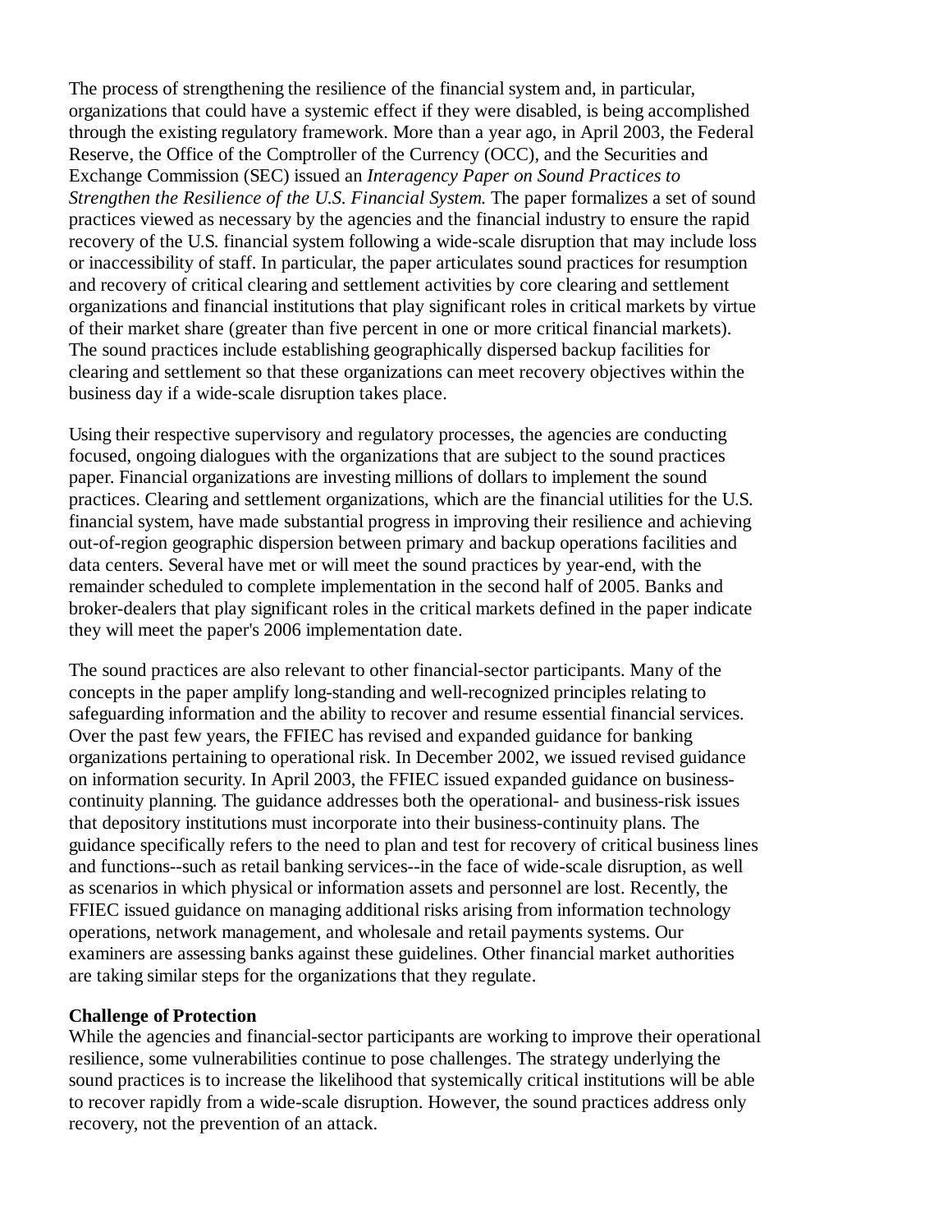The process of strengthening the resilience of the financial system and, in particular, organizations that could have a systemic effect if they were disabled, is being accomplished through the existing regulatory framework. More than a year ago, in April 2003, the Federal Reserve, the Office of the Comptroller of the Currency (OCC), and the Securities and Exchange Commission (SEC) issued an *Interagency Paper on Sound Practices to Strengthen the Resilience of the U.S. Financial System.* The paper formalizes a set of sound practices viewed as necessary by the agencies and the financial industry to ensure the rapid recovery of the U.S. financial system following a wide-scale disruption that may include loss or inaccessibility of staff. In particular, the paper articulates sound practices for resumption and recovery of critical clearing and settlement activities by core clearing and settlement organizations and financial institutions that play significant roles in critical markets by virtue of their market share (greater than five percent in one or more critical financial markets). The sound practices include establishing geographically dispersed backup facilities for clearing and settlement so that these organizations can meet recovery objectives within the business day if a wide-scale disruption takes place.

Using their respective supervisory and regulatory processes, the agencies are conducting focused, ongoing dialogues with the organizations that are subject to the sound practices paper. Financial organizations are investing millions of dollars to implement the sound practices. Clearing and settlement organizations, which are the financial utilities for the U.S. financial system, have made substantial progress in improving their resilience and achieving out-of-region geographic dispersion between primary and backup operations facilities and data centers. Several have met or will meet the sound practices by year-end, with the remainder scheduled to complete implementation in the second half of 2005. Banks and broker-dealers that play significant roles in the critical markets defined in the paper indicate they will meet the paper's 2006 implementation date.

The sound practices are also relevant to other financial-sector participants. Many of the concepts in the paper amplify long-standing and well-recognized principles relating to safeguarding information and the ability to recover and resume essential financial services. Over the past few years, the FFIEC has revised and expanded guidance for banking organizations pertaining to operational risk. In December 2002, we issued revised guidance on information security. In April 2003, the FFIEC issued expanded guidance on business-continuity planning. The guidance addresses both the operational- and business-risk issues that depository institutions must incorporate into their business-continuity plans. The guidance specifically refers to the need to plan and test for recovery of critical business lines and functions--such as retail banking services--in the face of wide-scale disruption, as well as scenarios in which physical or information assets and personnel are lost. Recently, the FFIEC issued guidance on managing additional risks arising from information technology operations, network management, and wholesale and retail payments systems. Our examiners are assessing banks against these guidelines. Other financial market authorities are taking similar steps for the organizations that they regulate.

**Challenge of Protection**

While the agencies and financial-sector participants are working to improve their operational resilience, some vulnerabilities continue to pose challenges. The strategy underlying the sound practices is to increase the likelihood that systemically critical institutions will be able to recover rapidly from a wide-scale disruption. However, the sound practices address only recovery, not the prevention of an attack.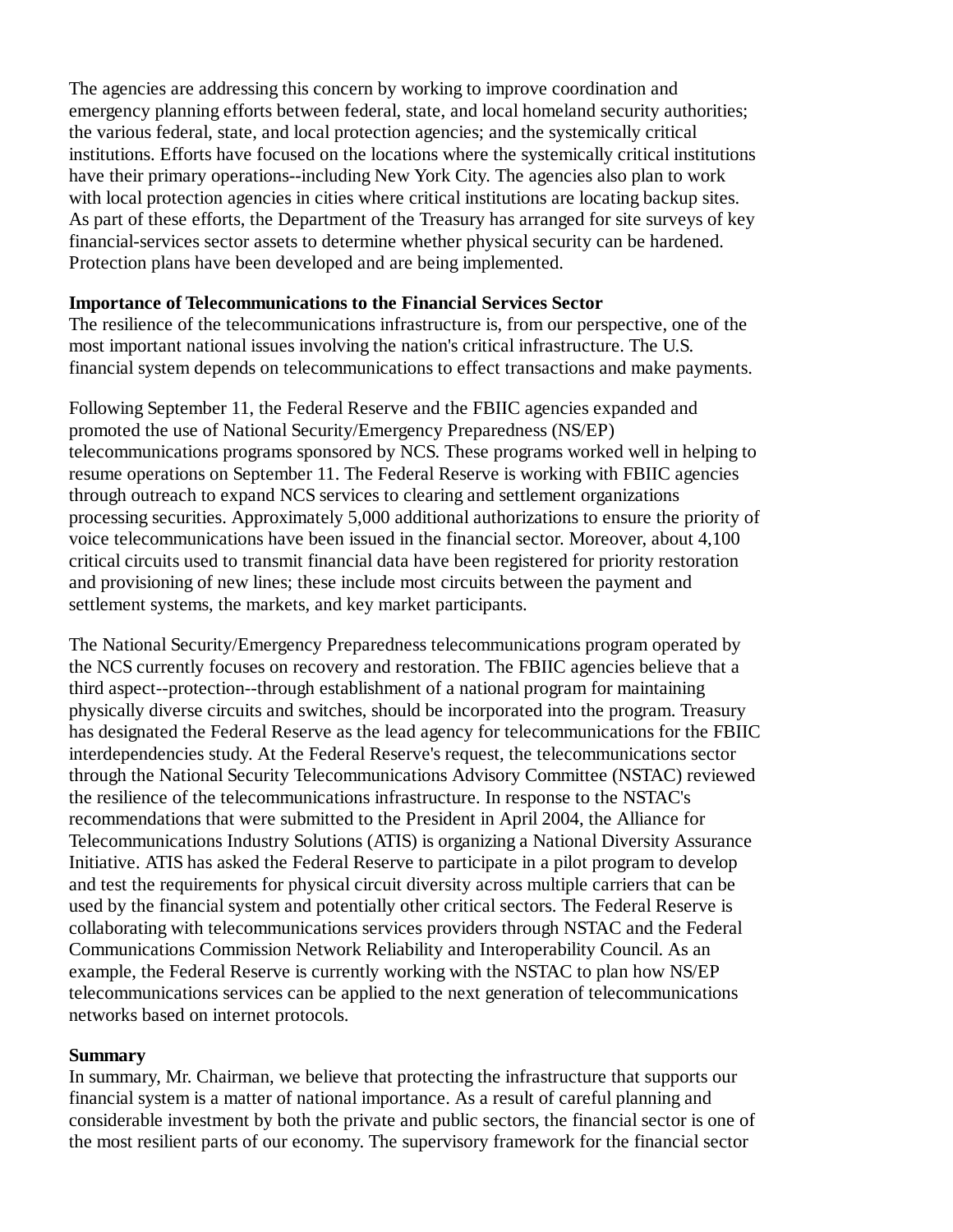The agencies are addressing this concern by working to improve coordination and emergency planning efforts between federal, state, and local homeland security authorities; the various federal, state, and local protection agencies; and the systemically critical institutions. Efforts have focused on the locations where the systemically critical institutions have their primary operations--including New York City. The agencies also plan to work with local protection agencies in cities where critical institutions are locating backup sites. As part of these efforts, the Department of the Treasury has arranged for site surveys of key financial-services sector assets to determine whether physical security can be hardened. Protection plans have been developed and are being implemented.

**Importance of Telecommunications to the Financial Services Sector**
The resilience of the telecommunications infrastructure is, from our perspective, one of the most important national issues involving the nation's critical infrastructure. The U.S. financial system depends on telecommunications to effect transactions and make payments.

Following September 11, the Federal Reserve and the FBIIC agencies expanded and promoted the use of National Security/Emergency Preparedness (NS/EP) telecommunications programs sponsored by NCS. These programs worked well in helping to resume operations on September 11. The Federal Reserve is working with FBIIC agencies through outreach to expand NCS services to clearing and settlement organizations processing securities. Approximately 5,000 additional authorizations to ensure the priority of voice telecommunications have been issued in the financial sector. Moreover, about 4,100 critical circuits used to transmit financial data have been registered for priority restoration and provisioning of new lines; these include most circuits between the payment and settlement systems, the markets, and key market participants.

The National Security/Emergency Preparedness telecommunications program operated by the NCS currently focuses on recovery and restoration. The FBIIC agencies believe that a third aspect--protection--through establishment of a national program for maintaining physically diverse circuits and switches, should be incorporated into the program. Treasury has designated the Federal Reserve as the lead agency for telecommunications for the FBIIC interdependencies study. At the Federal Reserve's request, the telecommunications sector through the National Security Telecommunications Advisory Committee (NSTAC) reviewed the resilience of the telecommunications infrastructure. In response to the NSTAC's recommendations that were submitted to the President in April 2004, the Alliance for Telecommunications Industry Solutions (ATIS) is organizing a National Diversity Assurance Initiative. ATIS has asked the Federal Reserve to participate in a pilot program to develop and test the requirements for physical circuit diversity across multiple carriers that can be used by the financial system and potentially other critical sectors. The Federal Reserve is collaborating with telecommunications services providers through NSTAC and the Federal Communications Commission Network Reliability and Interoperability Council. As an example, the Federal Reserve is currently working with the NSTAC to plan how NS/EP telecommunications services can be applied to the next generation of telecommunications networks based on internet protocols.

**Summary**
In summary, Mr. Chairman, we believe that protecting the infrastructure that supports our financial system is a matter of national importance. As a result of careful planning and considerable investment by both the private and public sectors, the financial sector is one of the most resilient parts of our economy. The supervisory framework for the financial sector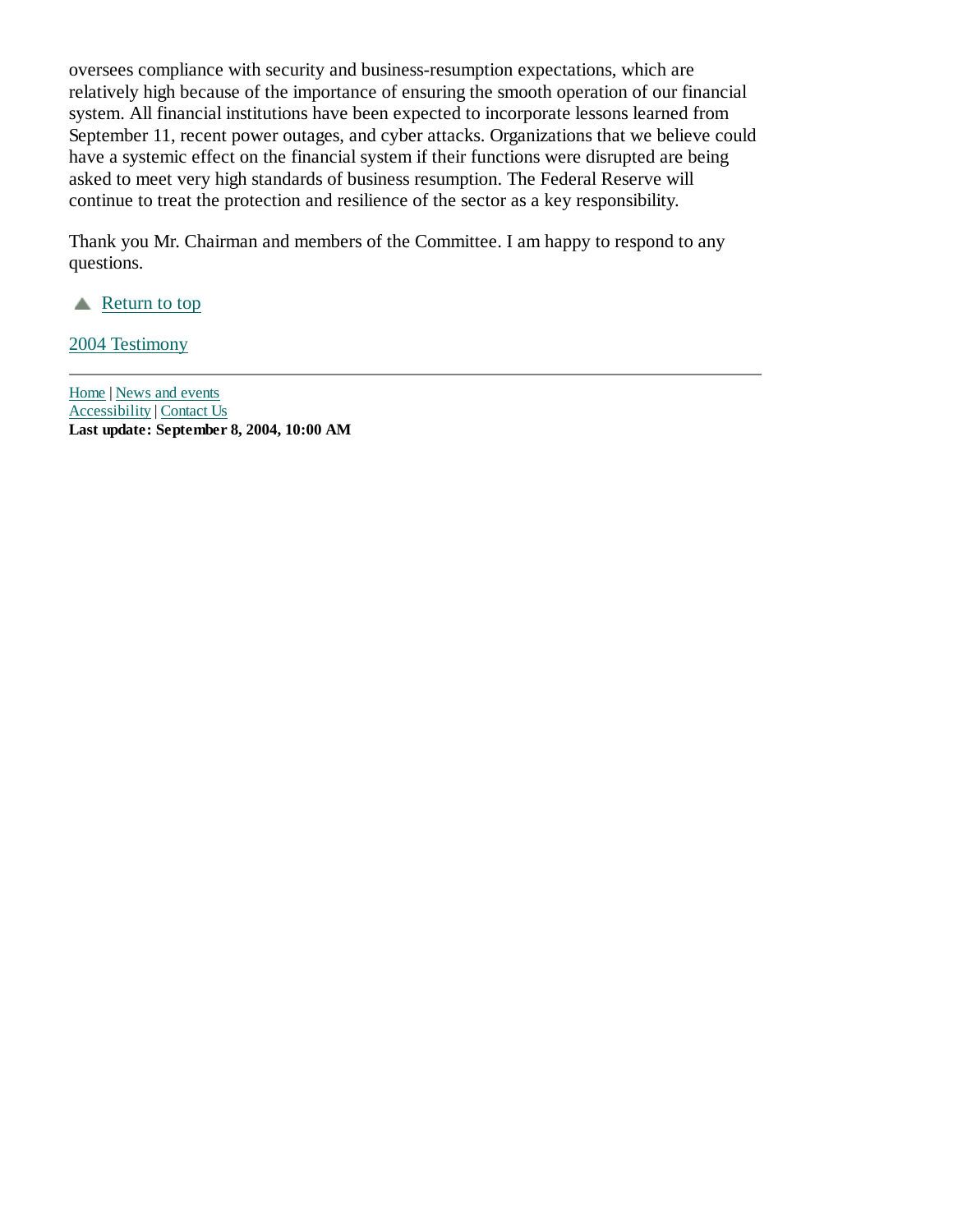oversees compliance with security and business-resumption expectations, which are relatively high because of the importance of ensuring the smooth operation of our financial system. All financial institutions have been expected to incorporate lessons learned from September 11, recent power outages, and cyber attacks. Organizations that we believe could have a systemic effect on the financial system if their functions were disrupted are being asked to meet very high standards of business resumption. The Federal Reserve will continue to treat the protection and resilience of the sector as a key responsibility.

Thank you Mr. Chairman and members of the Committee. I am happy to respond to any questions.

▲ Return to top

2004 Testimony

---

Home | News and events
Accessibility | Contact Us
**Last update: September 8, 2004, 10:00 AM**